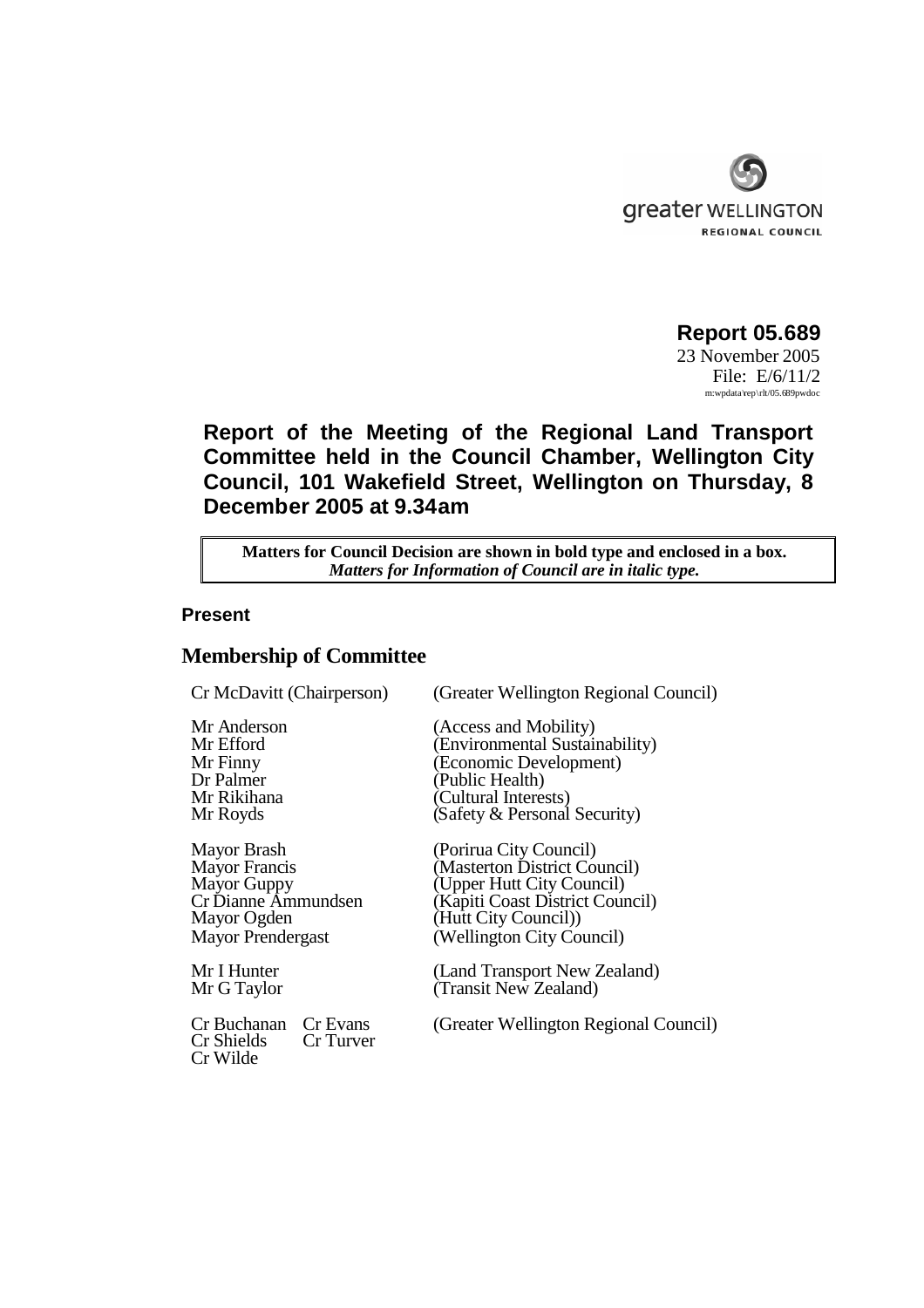greater WELLINGTON
REGIONAL COUNCIL

**Report 05.689**
23 November 2005
File: E/6/11/2
m:wpdata\rep\rlt/05.689pwdoc

## Report of the Meeting of the Regional Land Transport Committee held in the Council Chamber, Wellington City Council, 101 Wakefield Street, Wellington on Thursday, 8 December 2005 at 9.34am

> **Matters for Council Decision are shown in bold type and enclosed in a box.**
> ***Matters for Information of Council are in italic type.***

### Present

## Membership of Committee

| | |
|---|---|
| Cr McDavitt (Chairperson) | (Greater Wellington Regional Council) |
| Mr Anderson | (Access and Mobility) |
| Mr Efford | (Environmental Sustainability) |
| Mr Finny | (Economic Development) |
| Dr Palmer | (Public Health) |
| Mr Rikihana | (Cultural Interests) |
| Mr Royds | (Safety & Personal Security) |
| Mayor Brash | (Porirua City Council) |
| Mayor Francis | (Masterton District Council) |
| Mayor Guppy | (Upper Hutt City Council) |
| Cr Dianne Ammundsen | (Kapiti Coast District Council) |
| Mayor Ogden | (Hutt City Council)) |
| Mayor Prendergast | (Wellington City Council) |
| Mr I Hunter | (Land Transport New Zealand) |
| Mr G Taylor | (Transit New Zealand) |
| Cr Buchanan, Cr Evans, Cr Shields, Cr Turver, Cr Wilde | (Greater Wellington Regional Council) |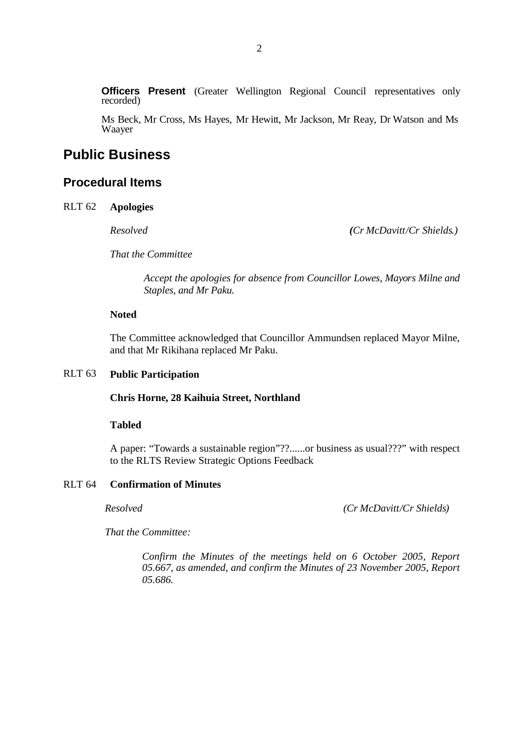**Officers Present** (Greater Wellington Regional Council representatives only recorded)

Ms Beck, Mr Cross, Ms Hayes, Mr Hewitt, Mr Jackson, Mr Reay, Dr Watson and Ms Waayer

# Public Business

## Procedural Items

RLT 62 **Apologies**

*Resolved* *(Cr McDavitt/Cr Shields.)*

*That the Committee*

> *Accept the apologies for absence from Councillor Lowes, Mayors Milne and Staples, and Mr Paku.*

**Noted**

The Committee acknowledged that Councillor Ammundsen replaced Mayor Milne, and that Mr Rikihana replaced Mr Paku.

RLT 63 **Public Participation**

**Chris Horne, 28 Kaihuia Street, Northland**

**Tabled**

A paper: "Towards a sustainable region"??......or business as usual???" with respect to the RLTS Review Strategic Options Feedback

RLT 64 **Confirmation of Minutes**

*Resolved* *(Cr McDavitt/Cr Shields)*

*That the Committee:*

> *Confirm the Minutes of the meetings held on 6 October 2005, Report 05.667, as amended, and confirm the Minutes of 23 November 2005, Report 05.686.*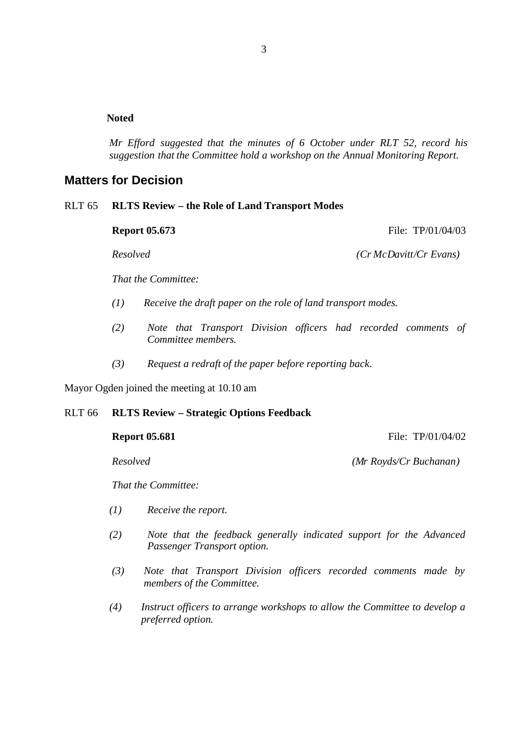**Noted**

*Mr Efford suggested that the minutes of 6 October under RLT 52, record his suggestion that the Committee hold a workshop on the Annual Monitoring Report.*

## Matters for Decision

RLT 65 **RLTS Review – the Role of Land Transport Modes**

**Report 05.673** File: TP/01/04/03

*Resolved* *(Cr McDavitt/Cr Evans)*

*That the Committee:*

*(1) Receive the draft paper on the role of land transport modes.*

*(2) Note that Transport Division officers had recorded comments of Committee members.*

*(3) Request a redraft of the paper before reporting back.*

Mayor Ogden joined the meeting at 10.10 am

RLT 66 **RLTS Review – Strategic Options Feedback**

**Report 05.681** File: TP/01/04/02

*Resolved* *(Mr Royds/Cr Buchanan)*

*That the Committee:*

*(1) Receive the report.*

*(2) Note that the feedback generally indicated support for the Advanced Passenger Transport option.*

*(3) Note that Transport Division officers recorded comments made by members of the Committee.*

*(4) Instruct officers to arrange workshops to allow the Committee to develop a preferred option.*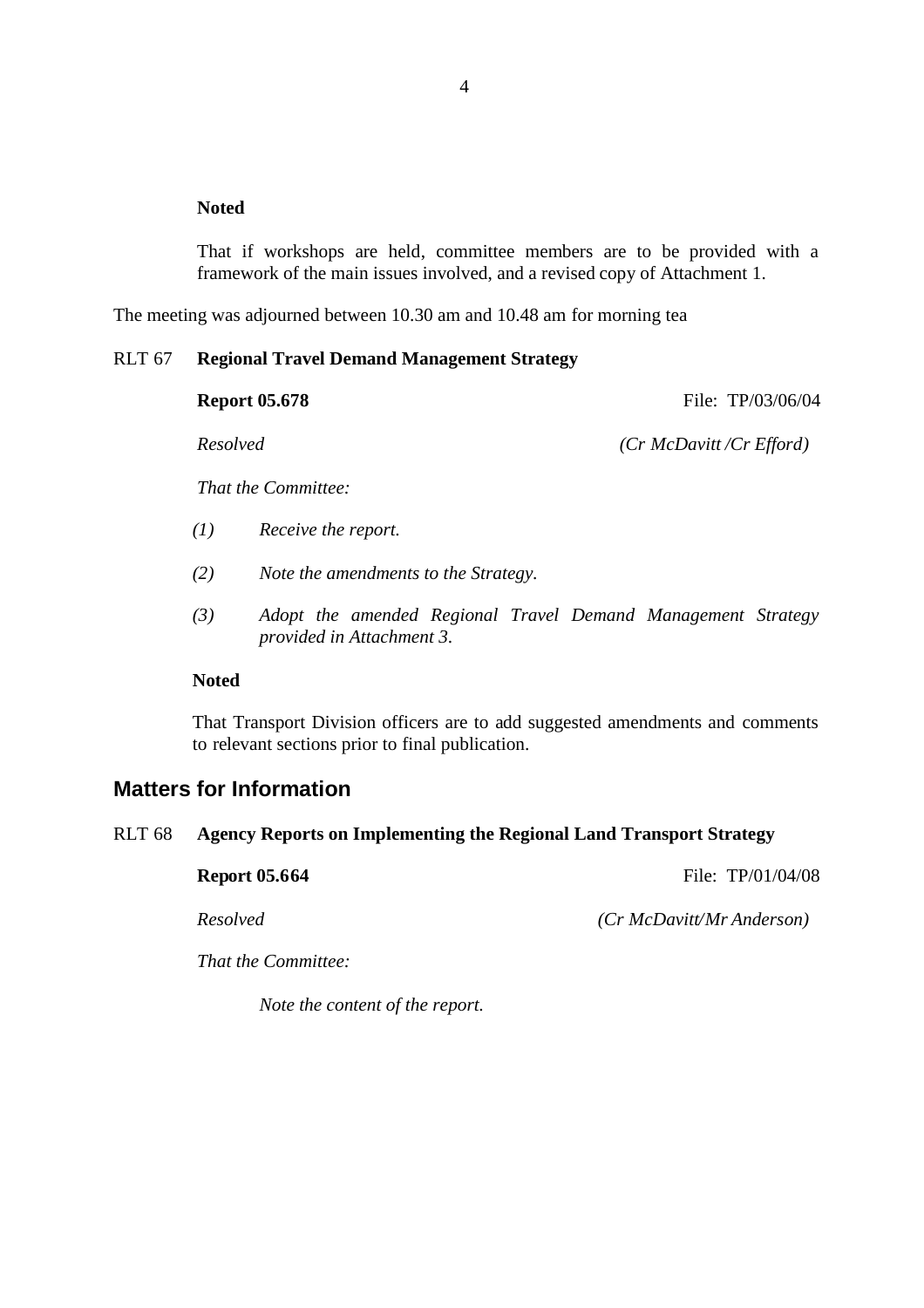**Noted**

That if workshops are held, committee members are to be provided with a framework of the main issues involved, and a revised copy of Attachment 1.

The meeting was adjourned between 10.30 am and 10.48 am for morning tea

RLT 67 **Regional Travel Demand Management Strategy**

**Report 05.678** File: TP/03/06/04

*Resolved* *(Cr McDavitt /Cr Efford)*

*That the Committee:*

*(1) Receive the report.*

*(2) Note the amendments to the Strategy.*

*(3) Adopt the amended Regional Travel Demand Management Strategy provided in Attachment 3.*

**Noted**

That Transport Division officers are to add suggested amendments and comments to relevant sections prior to final publication.

## Matters for Information

RLT 68 **Agency Reports on Implementing the Regional Land Transport Strategy**

**Report 05.664** File: TP/01/04/08

*Resolved* *(Cr McDavitt/Mr Anderson)*

*That the Committee:*

*Note the content of the report.*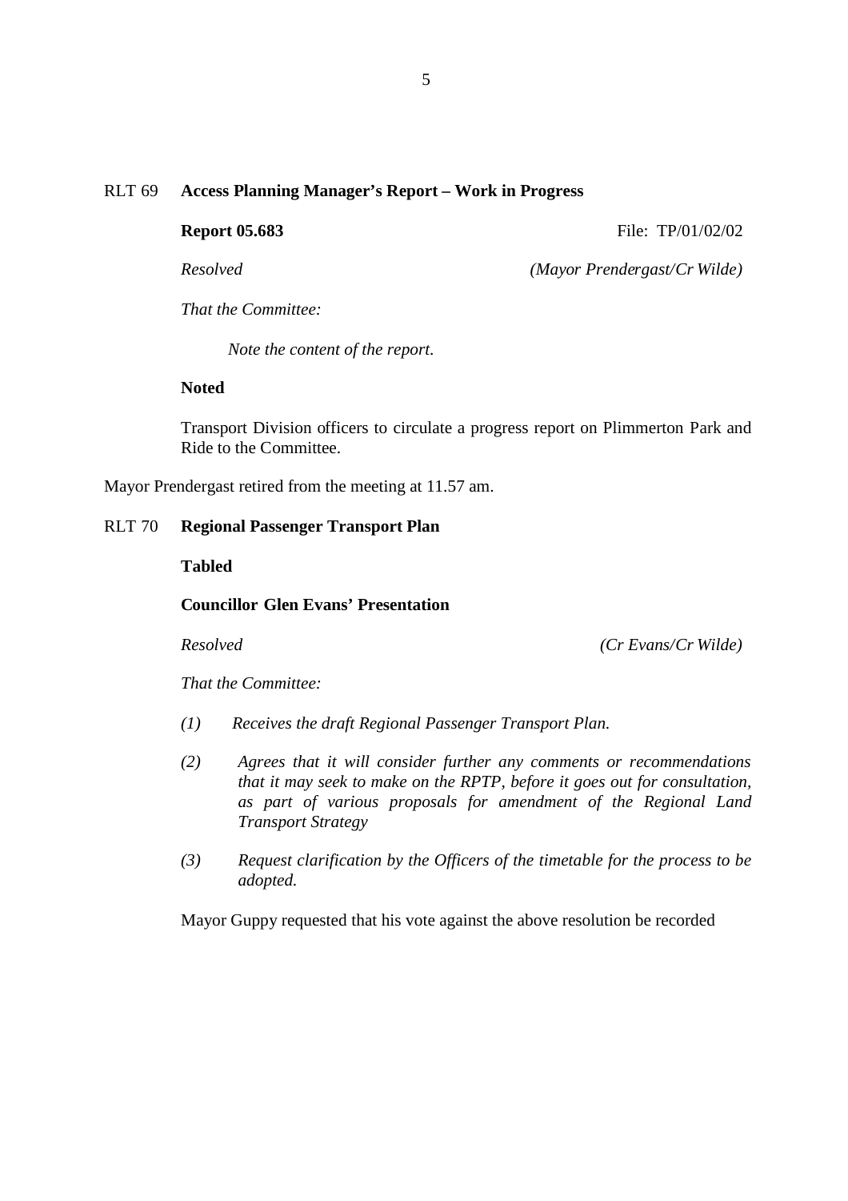RLT 69 **Access Planning Manager's Report – Work in Progress**

**Report 05.683** File: TP/01/02/02

*Resolved* *(Mayor Prendergast/Cr Wilde)*

*That the Committee:*

*Note the content of the report.*

**Noted**

Transport Division officers to circulate a progress report on Plimmerton Park and Ride to the Committee.

Mayor Prendergast retired from the meeting at 11.57 am.

RLT 70 **Regional Passenger Transport Plan**

**Tabled**

**Councillor Glen Evans' Presentation**

*Resolved* *(Cr Evans/Cr Wilde)*

*That the Committee:*

*(1) Receives the draft Regional Passenger Transport Plan.*

*(2) Agrees that it will consider further any comments or recommendations that it may seek to make on the RPTP, before it goes out for consultation, as part of various proposals for amendment of the Regional Land Transport Strategy*

*(3) Request clarification by the Officers of the timetable for the process to be adopted.*

Mayor Guppy requested that his vote against the above resolution be recorded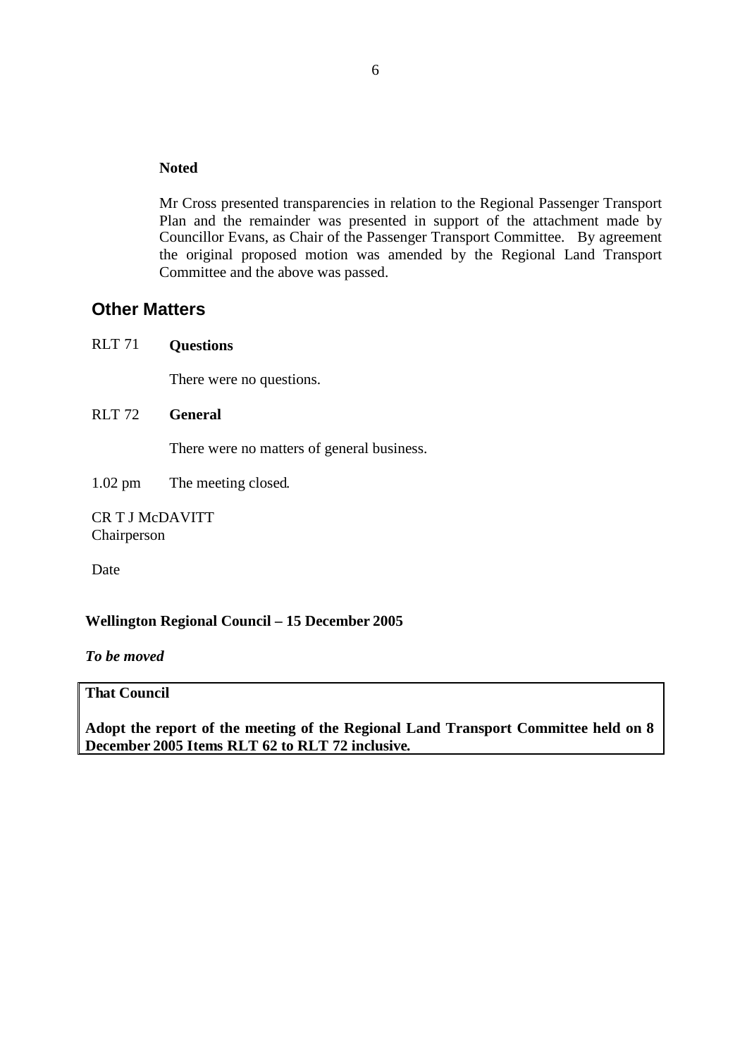**Noted**

Mr Cross presented transparencies in relation to the Regional Passenger Transport Plan and the remainder was presented in support of the attachment made by Councillor Evans, as Chair of the Passenger Transport Committee. By agreement the original proposed motion was amended by the Regional Land Transport Committee and the above was passed.

## Other Matters

RLT 71 **Questions**

There were no questions.

RLT 72 **General**

There were no matters of general business.

1.02 pm The meeting closed.

CR T J McDAVITT
Chairperson

Date

**Wellington Regional Council – 15 December 2005**

***To be moved***

**That Council**

**Adopt the report of the meeting of the Regional Land Transport Committee held on 8 December 2005 Items RLT 62 to RLT 72 inclusive.**